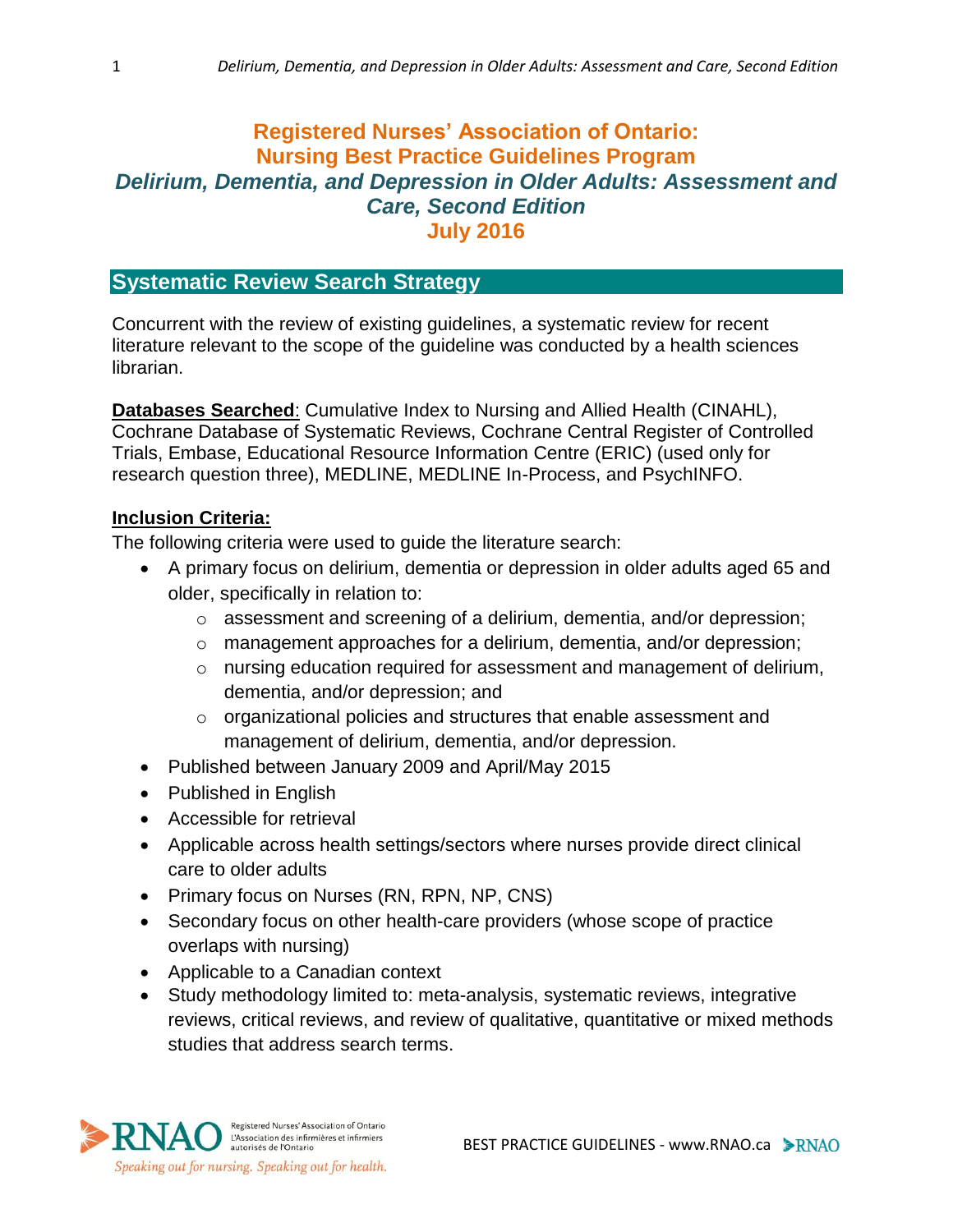# Registered Nurses' Association of Ontario: Nursing Best Practice Guidelines Program

## *Delirium, Dementia, and Depression in Older Adults: Assessment and Care, Second Edition*

## July 2016

## Systematic Review Search Strategy

Concurrent with the review of existing guidelines, a systematic review for recent literature relevant to the scope of the guideline was conducted by a health sciences librarian.

**Databases Searched**: Cumulative Index to Nursing and Allied Health (CINAHL), Cochrane Database of Systematic Reviews, Cochrane Central Register of Controlled Trials, Embase, Educational Resource Information Centre (ERIC) (used only for research question three), MEDLINE, MEDLINE In-Process, and PsychINFO.

**Inclusion Criteria:**

The following criteria were used to guide the literature search:

- A primary focus on delirium, dementia or depression in older adults aged 65 and older, specifically in relation to:
  - assessment and screening of a delirium, dementia, and/or depression;
  - management approaches for a delirium, dementia, and/or depression;
  - nursing education required for assessment and management of delirium, dementia, and/or depression; and
  - organizational policies and structures that enable assessment and management of delirium, dementia, and/or depression.
- Published between January 2009 and April/May 2015
- Published in English
- Accessible for retrieval
- Applicable across health settings/sectors where nurses provide direct clinical care to older adults
- Primary focus on Nurses (RN, RPN, NP, CNS)
- Secondary focus on other health-care providers (whose scope of practice overlaps with nursing)
- Applicable to a Canadian context
- Study methodology limited to: meta-analysis, systematic reviews, integrative reviews, critical reviews, and review of qualitative, quantitative or mixed methods studies that address search terms.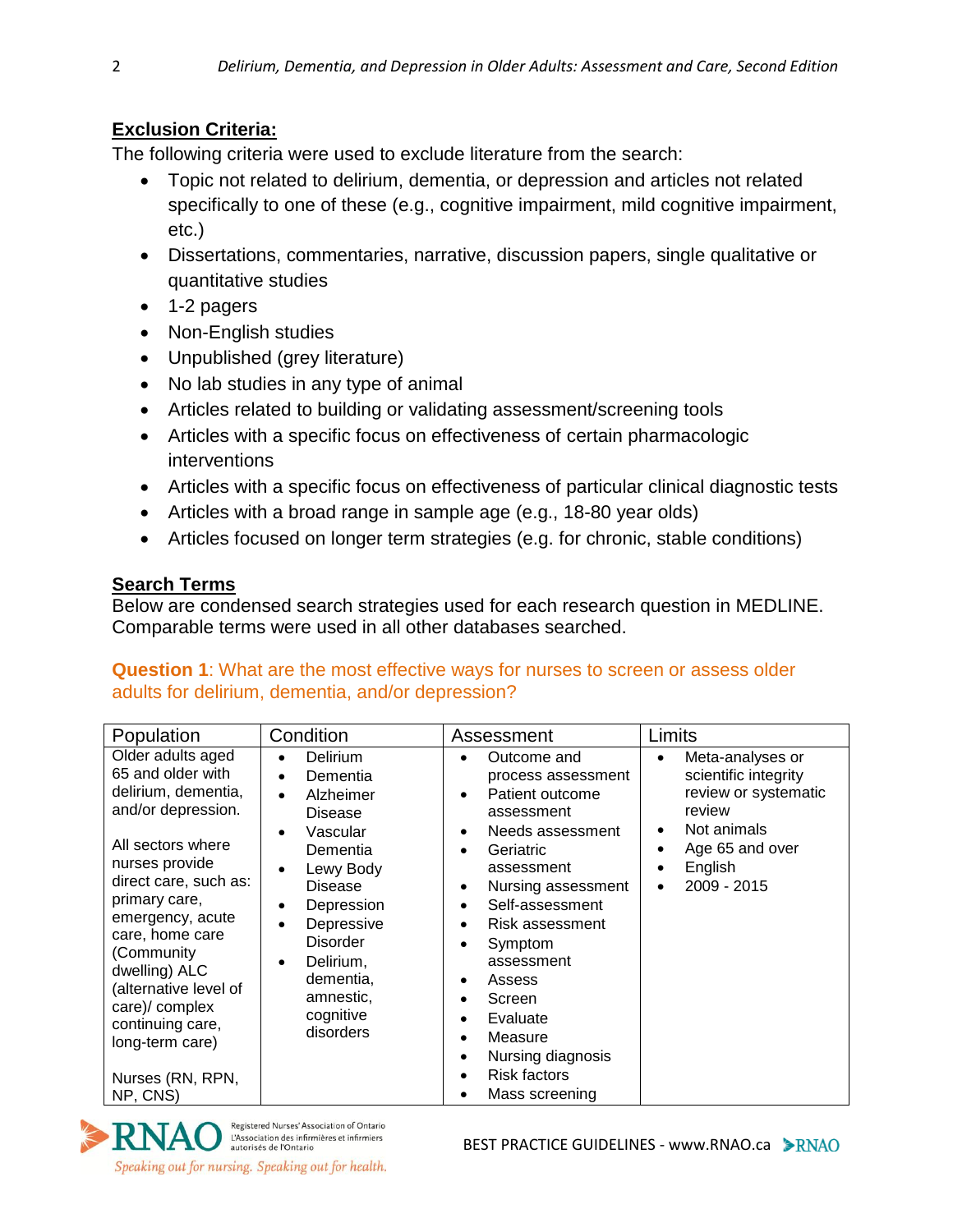## Exclusion Criteria:

The following criteria were used to exclude literature from the search:

- Topic not related to delirium, dementia, or depression and articles not related specifically to one of these (e.g., cognitive impairment, mild cognitive impairment, etc.)
- Dissertations, commentaries, narrative, discussion papers, single qualitative or quantitative studies
- 1-2 pagers
- Non-English studies
- Unpublished (grey literature)
- No lab studies in any type of animal
- Articles related to building or validating assessment/screening tools
- Articles with a specific focus on effectiveness of certain pharmacologic interventions
- Articles with a specific focus on effectiveness of particular clinical diagnostic tests
- Articles with a broad range in sample age (e.g., 18-80 year olds)
- Articles focused on longer term strategies (e.g. for chronic, stable conditions)

## Search Terms

Below are condensed search strategies used for each research question in MEDLINE. Comparable terms were used in all other databases searched.

**Question 1**: What are the most effective ways for nurses to screen or assess older adults for delirium, dementia, and/or depression?

| Population | Condition | Assessment | Limits |
|---|---|---|---|
| Older adults aged 65 and older with delirium, dementia, and/or depression.<br><br>All sectors where nurses provide direct care, such as: primary care, emergency, acute care, home care (Community dwelling) ALC (alternative level of care)/ complex continuing care, long-term care)<br><br>Nurses (RN, RPN, NP, CNS) | • Delirium<br>• Dementia<br>• Alzheimer Disease<br>• Vascular Dementia<br>• Lewy Body Disease<br>• Depression<br>• Depressive Disorder<br>• Delirium, dementia, amnestic, cognitive disorders | • Outcome and process assessment<br>• Patient outcome assessment<br>• Needs assessment<br>• Geriatric assessment<br>• Nursing assessment<br>• Self-assessment<br>• Risk assessment<br>• Symptom assessment<br>• Assess<br>• Screen<br>• Evaluate<br>• Measure<br>• Nursing diagnosis<br>• Risk factors<br>• Mass screening | • Meta-analyses or scientific integrity review or systematic review<br>• Not animals<br>• Age 65 and over<br>• English<br>• 2009 - 2015 |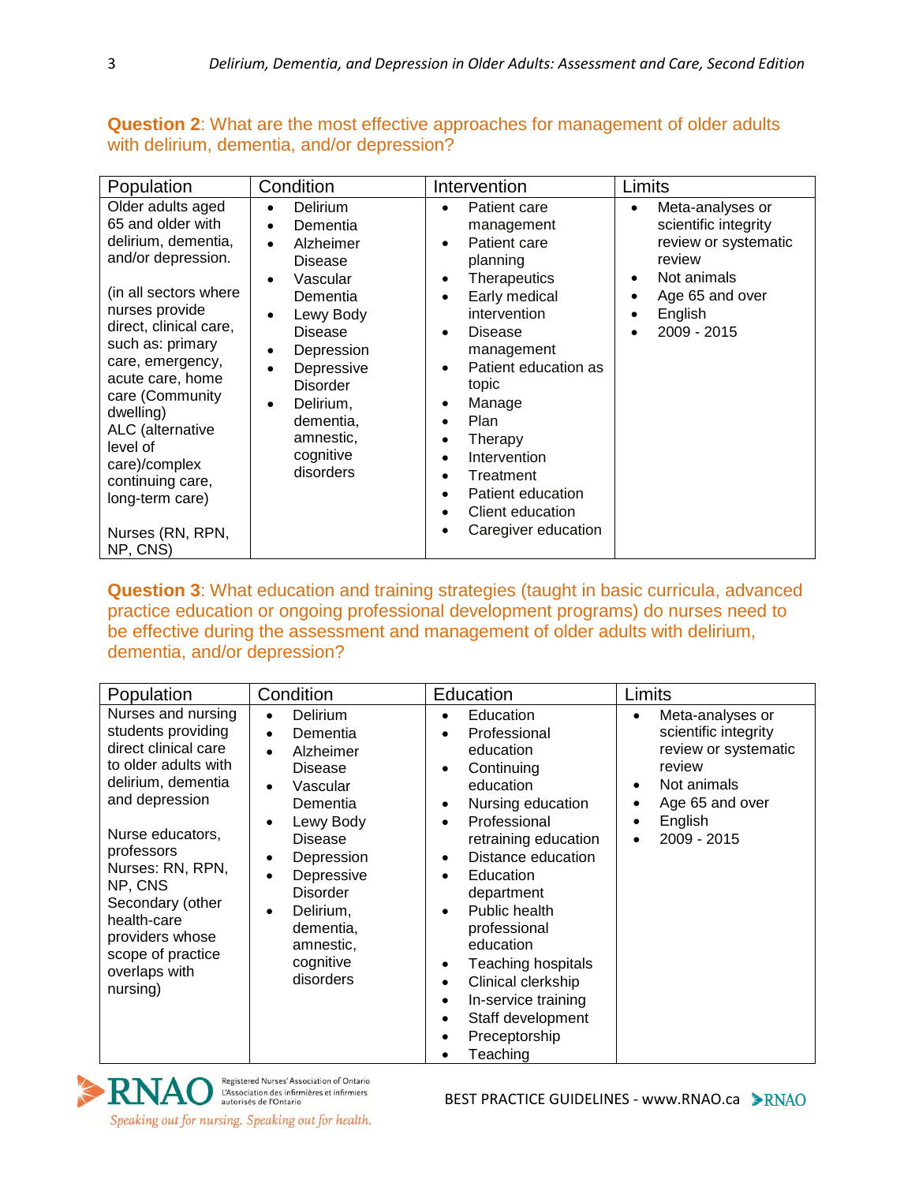**Question 2**: What are the most effective approaches for management of older adults with delirium, dementia, and/or depression?

| Population | Condition | Intervention | Limits |
|---|---|---|---|
| Older adults aged 65 and older with delirium, dementia, and/or depression.<br><br>(in all sectors where nurses provide direct, clinical care, such as: primary care, emergency, acute care, home care (Community dwelling)<br>ALC (alternative level of care)/complex continuing care, long-term care)<br><br>Nurses (RN, RPN, NP, CNS) | • Delirium<br>• Dementia<br>• Alzheimer Disease<br>• Vascular Dementia<br>• Lewy Body Disease<br>• Depression<br>• Depressive Disorder<br>• Delirium, dementia, amnestic, cognitive disorders | • Patient care management<br>• Patient care planning<br>• Therapeutics<br>• Early medical intervention<br>• Disease management<br>• Patient education as topic<br>• Manage<br>• Plan<br>• Therapy<br>• Intervention<br>• Treatment<br>• Patient education<br>• Client education<br>• Caregiver education | • Meta-analyses or scientific integrity review or systematic review<br>• Not animals<br>• Age 65 and over<br>• English<br>• 2009 - 2015 |

**Question 3**: What education and training strategies (taught in basic curricula, advanced practice education or ongoing professional development programs) do nurses need to be effective during the assessment and management of older adults with delirium, dementia, and/or depression?

| Population | Condition | Education | Limits |
|---|---|---|---|
| Nurses and nursing students providing direct clinical care to older adults with delirium, dementia and depression<br><br>Nurse educators, professors<br>Nurses: RN, RPN, NP, CNS<br>Secondary (other health-care providers whose scope of practice overlaps with nursing) | • Delirium<br>• Dementia<br>• Alzheimer Disease<br>• Vascular Dementia<br>• Lewy Body Disease<br>• Depression<br>• Depressive Disorder<br>• Delirium, dementia, amnestic, cognitive disorders | • Education<br>• Professional education<br>• Continuing education<br>• Nursing education<br>• Professional retraining education<br>• Distance education<br>• Education department<br>• Public health professional education<br>• Teaching hospitals<br>• Clinical clerkship<br>• In-service training<br>• Staff development<br>• Preceptorship<br>• Teaching | • Meta-analyses or scientific integrity review or systematic review<br>• Not animals<br>• Age 65 and over<br>• English<br>• 2009 - 2015 |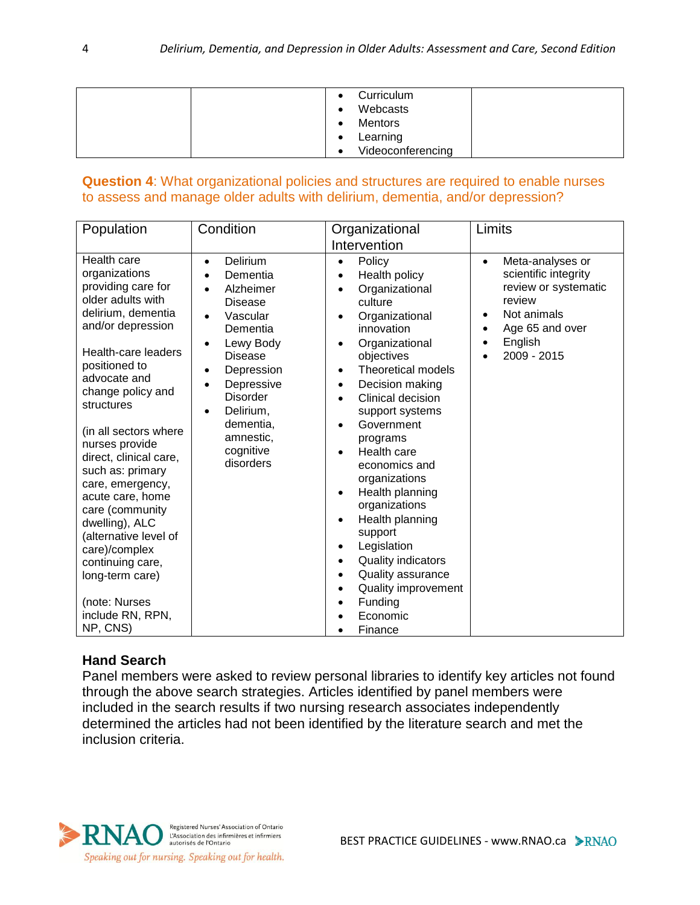| | | | |
|---|---|---|---|
| | | • Curriculum<br>• Webcasts<br>• Mentors<br>• Learning<br>• Videoconferencing | |

**Question 4**: What organizational policies and structures are required to enable nurses to assess and manage older adults with delirium, dementia, and/or depression?

| Population | Condition | Organizational Intervention | Limits |
|---|---|---|---|
| Health care organizations providing care for older adults with delirium, dementia and/or depression<br><br>Health-care leaders positioned to advocate and change policy and structures<br><br>(in all sectors where nurses provide direct, clinical care, such as: primary care, emergency, acute care, home care (community dwelling), ALC (alternative level of care)/complex continuing care, long-term care)<br><br>(note: Nurses include RN, RPN, NP, CNS) | • Delirium<br>• Dementia<br>• Alzheimer Disease<br>• Vascular Dementia<br>• Lewy Body Disease<br>• Depression<br>• Depressive Disorder<br>• Delirium, dementia, amnestic, cognitive disorders | • Policy<br>• Health policy<br>• Organizational culture<br>• Organizational innovation<br>• Organizational objectives<br>• Theoretical models<br>• Decision making<br>• Clinical decision support systems<br>• Government programs<br>• Health care economics and organizations<br>• Health planning organizations<br>• Health planning support<br>• Legislation<br>• Quality indicators<br>• Quality assurance<br>• Quality improvement<br>• Funding<br>• Economic<br>• Finance | • Meta-analyses or scientific integrity review or systematic review<br>• Not animals<br>• Age 65 and over<br>• English<br>• 2009 - 2015 |

### Hand Search

Panel members were asked to review personal libraries to identify key articles not found through the above search strategies. Articles identified by panel members were included in the search results if two nursing research associates independently determined the articles had not been identified by the literature search and met the inclusion criteria.